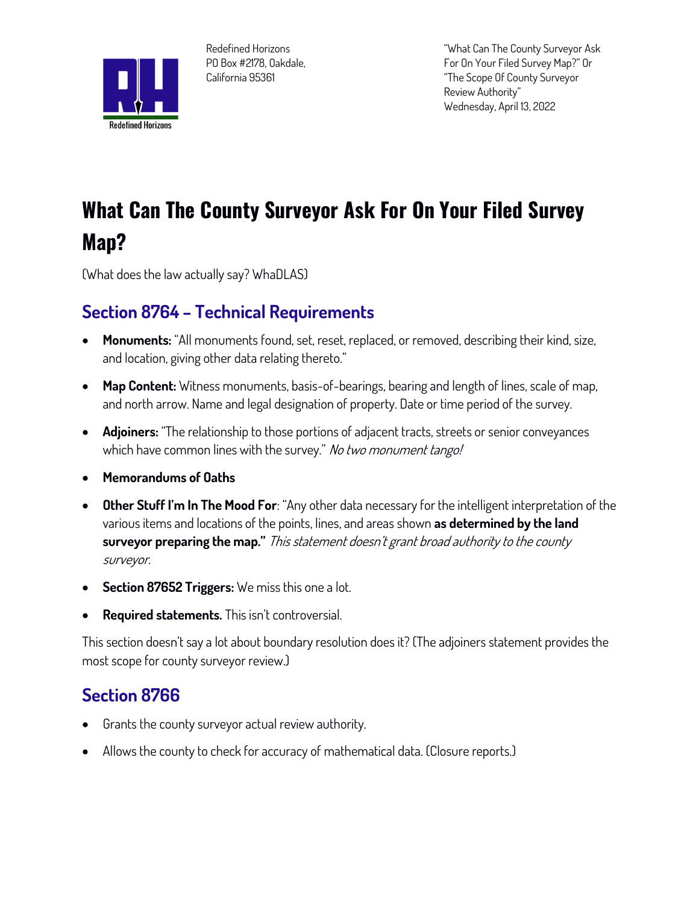Redefined Horizons
PO Box #2178, Oakdale,
California 95361

"What Can The County Surveyor Ask For On Your Filed Survey Map?" Or "The Scope Of County Surveyor Review Authority"
Wednesday, April 13, 2022

# What Can The County Surveyor Ask For On Your Filed Survey Map?

(What does the law actually say? WhaDLAS)

## Section 8764 – Technical Requirements

- **Monuments:** "All monuments found, set, reset, replaced, or removed, describing their kind, size, and location, giving other data relating thereto."
- **Map Content:** Witness monuments, basis-of-bearings, bearing and length of lines, scale of map, and north arrow. Name and legal designation of property. Date or time period of the survey.
- **Adjoiners:** "The relationship to those portions of adjacent tracts, streets or senior conveyances which have common lines with the survey." *No two monument tango!*
- **Memorandums of Oaths**
- **Other Stuff I'm In The Mood For**: "Any other data necessary for the intelligent interpretation of the various items and locations of the points, lines, and areas shown **as determined by the land surveyor preparing the map."** *This statement doesn't grant broad authority to the county surveyor.*
- **Section 87652 Triggers:** We miss this one a lot.
- **Required statements.** This isn't controversial.

This section doesn't say a lot about boundary resolution does it? (The adjoiners statement provides the most scope for county surveyor review.)

## Section 8766

- Grants the county surveyor actual review authority.
- Allows the county to check for accuracy of mathematical data. (Closure reports.)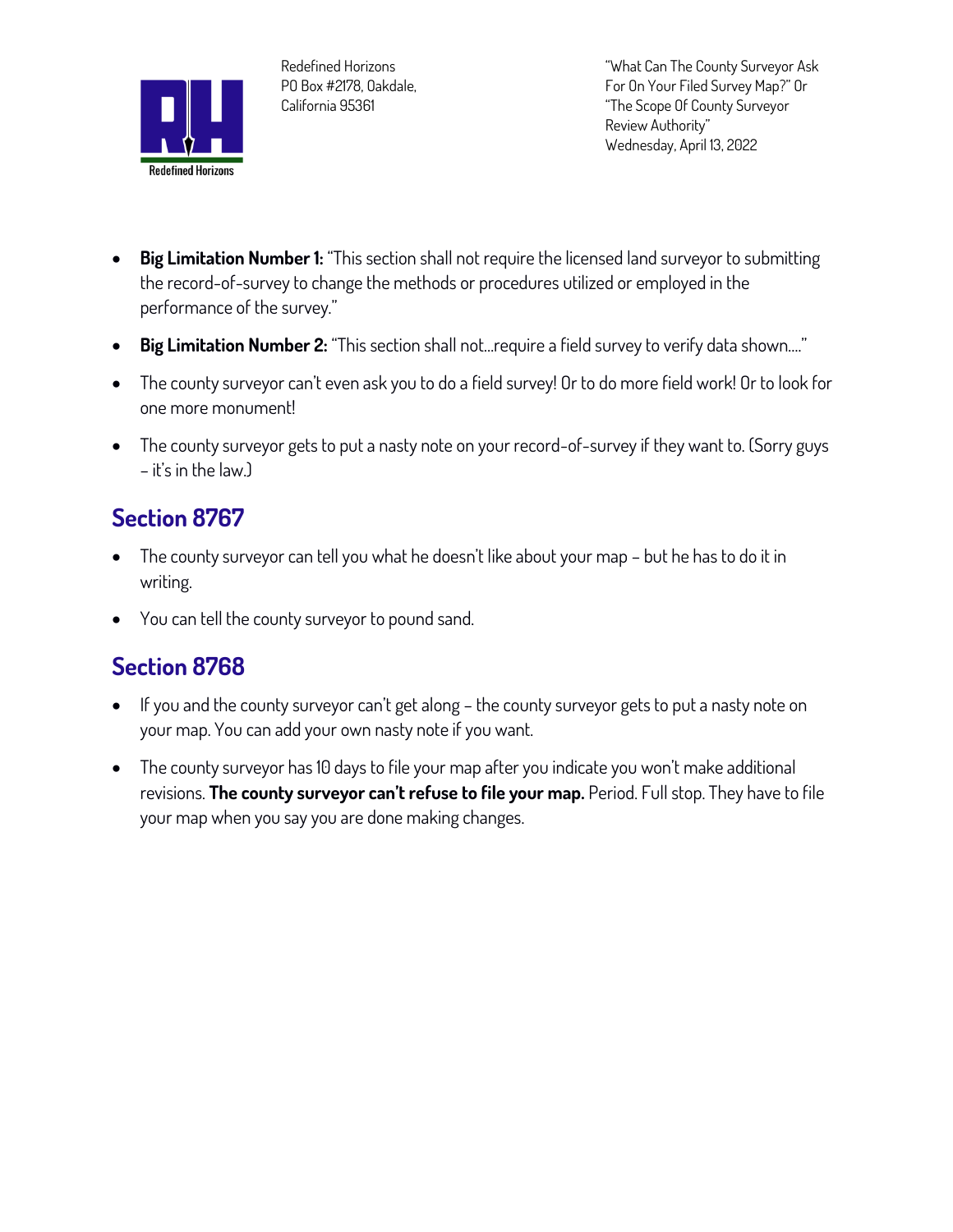- **Big Limitation Number 1:** "This section shall not require the licensed land surveyor to submitting the record-of-survey to change the methods or procedures utilized or employed in the performance of the survey."
- **Big Limitation Number 2:** "This section shall not…require a field survey to verify data shown…."
- The county surveyor can't even ask you to do a field survey! Or to do more field work! Or to look for one more monument!
- The county surveyor gets to put a nasty note on your record-of-survey if they want to. (Sorry guys – it's in the law.)

## Section 8767

- The county surveyor can tell you what he doesn't like about your map – but he has to do it in writing.
- You can tell the county surveyor to pound sand.

## Section 8768

- If you and the county surveyor can't get along – the county surveyor gets to put a nasty note on your map. You can add your own nasty note if you want.
- The county surveyor has 10 days to file your map after you indicate you won't make additional revisions. **The county surveyor can't refuse to file your map.** Period. Full stop. They have to file your map when you say you are done making changes.